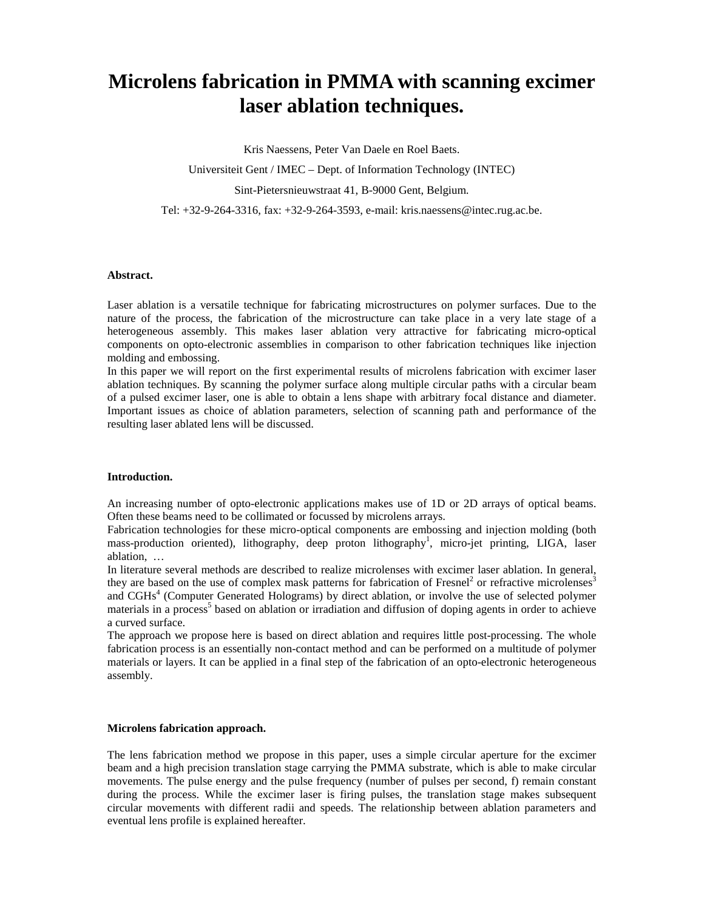# Microlens fabrication in PMMA with scanning excimer laser ablation techniques.

Kris Naessens, Peter Van Daele en Roel Baets.

Universiteit Gent / IMEC – Dept. of Information Technology (INTEC)

Sint-Pietersnieuwstraat 41, B-9000 Gent, Belgium.

Tel: +32-9-264-3316, fax: +32-9-264-3593, e-mail: kris.naessens@intec.rug.ac.be.

**Abstract.**

Laser ablation is a versatile technique for fabricating microstructures on polymer surfaces. Due to the nature of the process, the fabrication of the microstructure can take place in a very late stage of a heterogeneous assembly. This makes laser ablation very attractive for fabricating micro-optical components on opto-electronic assemblies in comparison to other fabrication techniques like injection molding and embossing.

In this paper we will report on the first experimental results of microlens fabrication with excimer laser ablation techniques. By scanning the polymer surface along multiple circular paths with a circular beam of a pulsed excimer laser, one is able to obtain a lens shape with arbitrary focal distance and diameter. Important issues as choice of ablation parameters, selection of scanning path and performance of the resulting laser ablated lens will be discussed.

**Introduction.**

An increasing number of opto-electronic applications makes use of 1D or 2D arrays of optical beams. Often these beams need to be collimated or focussed by microlens arrays.

Fabrication technologies for these micro-optical components are embossing and injection molding (both mass-production oriented), lithography, deep proton lithography[1], micro-jet printing, LIGA, laser ablation, …

In literature several methods are described to realize microlenses with excimer laser ablation. In general, they are based on the use of complex mask patterns for fabrication of Fresnel[2] or refractive microlenses[3] and CGHs[4] (Computer Generated Holograms) by direct ablation, or involve the use of selected polymer materials in a process[5] based on ablation or irradiation and diffusion of doping agents in order to achieve a curved surface.

The approach we propose here is based on direct ablation and requires little post-processing. The whole fabrication process is an essentially non-contact method and can be performed on a multitude of polymer materials or layers. It can be applied in a final step of the fabrication of an opto-electronic heterogeneous assembly.

**Microlens fabrication approach.**

The lens fabrication method we propose in this paper, uses a simple circular aperture for the excimer beam and a high precision translation stage carrying the PMMA substrate, which is able to make circular movements. The pulse energy and the pulse frequency (number of pulses per second, f) remain constant during the process. While the excimer laser is firing pulses, the translation stage makes subsequent circular movements with different radii and speeds. The relationship between ablation parameters and eventual lens profile is explained hereafter.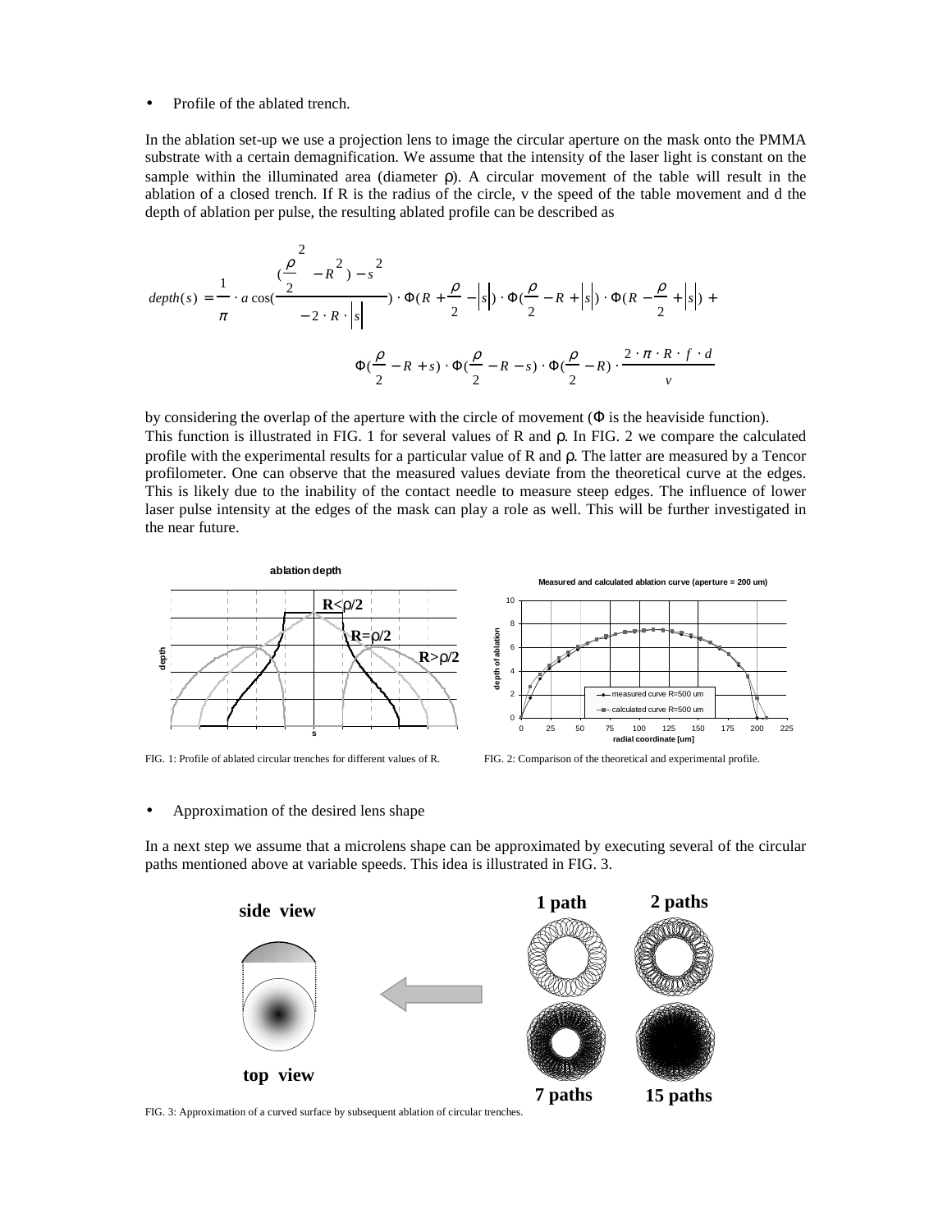- Profile of the ablated trench.

In the ablation set-up we use a projection lens to image the circular aperture on the mask onto the PMMA substrate with a certain demagnification. We assume that the intensity of the laser light is constant on the sample within the illuminated area (diameter $\rho$). A circular movement of the table will result in the ablation of a closed trench. If R is the radius of the circle, v the speed of the table movement and d the depth of ablation per pulse, the resulting ablated profile can be described as

$$depth(s) = \frac{1}{\pi} \cdot a\cos\left(\frac{\left(\frac{\rho}{2}^{2} - R^{2}\right) - s^{2}}{-2 \cdot R \cdot |s|}\right) \cdot \Phi\left(R + \frac{\rho}{2} - |s|\right) \cdot \Phi\left(\frac{\rho}{2} - R + |s|\right) \cdot \Phi\left(R - \frac{\rho}{2} + |s|\right) +$$

$$\Phi\left(\frac{\rho}{2} - R + s\right) \cdot \Phi\left(\frac{\rho}{2} - R - s\right) \cdot \Phi\left(\frac{\rho}{2} - R\right) \cdot \frac{2 \cdot \pi \cdot R \cdot f \cdot d}{v}$$

by considering the overlap of the aperture with the circle of movement ($\Phi$ is the heaviside function). This function is illustrated in FIG. 1 for several values of R and $\rho$. In FIG. 2 we compare the calculated profile with the experimental results for a particular value of R and $\rho$. The latter are measured by a Tencor profilometer. One can observe that the measured values deviate from the theoretical curve at the edges. This is likely due to the inability of the contact needle to measure steep edges. The influence of lower laser pulse intensity at the edges of the mask can play a role as well. This will be further investigated in the near future.

FIG. 1: Profile of ablated circular trenches for different values of R.

FIG. 2: Comparison of the theoretical and experimental profile.

- Approximation of the desired lens shape

In a next step we assume that a microlens shape can be approximated by executing several of the circular paths mentioned above at variable speeds. This idea is illustrated in FIG. 3.

FIG. 3: Approximation of a curved surface by subsequent ablation of circular trenches.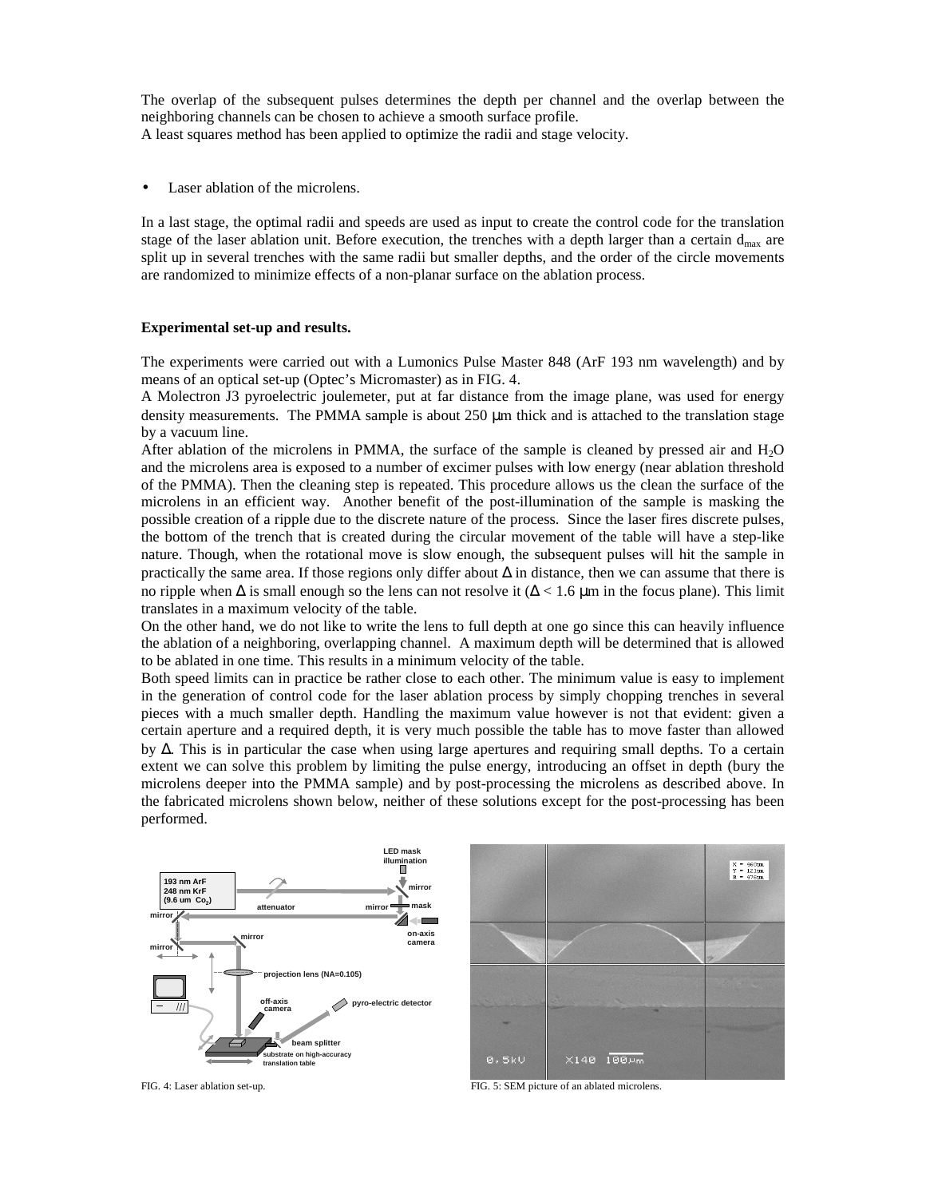The overlap of the subsequent pulses determines the depth per channel and the overlap between the neighboring channels can be chosen to achieve a smooth surface profile.
A least squares method has been applied to optimize the radii and stage velocity.

- Laser ablation of the microlens.

In a last stage, the optimal radii and speeds are used as input to create the control code for the translation stage of the laser ablation unit. Before execution, the trenches with a depth larger than a certain $d_{max}$ are split up in several trenches with the same radii but smaller depths, and the order of the circle movements are randomized to minimize effects of a non-planar surface on the ablation process.

**Experimental set-up and results.**

The experiments were carried out with a Lumonics Pulse Master 848 (ArF 193 nm wavelength) and by means of an optical set-up (Optec's Micromaster) as in FIG. 4.
A Molectron J3 pyroelectric joulemeter, put at far distance from the image plane, was used for energy density measurements. The PMMA sample is about 250 μm thick and is attached to the translation stage by a vacuum line.
After ablation of the microlens in PMMA, the surface of the sample is cleaned by pressed air and $H_2O$ and the microlens area is exposed to a number of excimer pulses with low energy (near ablation threshold of the PMMA). Then the cleaning step is repeated. This procedure allows us the clean the surface of the microlens in an efficient way. Another benefit of the post-illumination of the sample is masking the possible creation of a ripple due to the discrete nature of the process. Since the laser fires discrete pulses, the bottom of the trench that is created during the circular movement of the table will have a step-like nature. Though, when the rotational move is slow enough, the subsequent pulses will hit the sample in practically the same area. If those regions only differ about $\Delta$ in distance, then we can assume that there is no ripple when $\Delta$ is small enough so the lens can not resolve it ($\Delta < 1.6$ μm in the focus plane). This limit translates in a maximum velocity of the table.
On the other hand, we do not like to write the lens to full depth at one go since this can heavily influence the ablation of a neighboring, overlapping channel. A maximum depth will be determined that is allowed to be ablated in one time. This results in a minimum velocity of the table.
Both speed limits can in practice be rather close to each other. The minimum value is easy to implement in the generation of control code for the laser ablation process by simply chopping trenches in several pieces with a much smaller depth. Handling the maximum value however is not that evident: given a certain aperture and a required depth, it is very much possible the table has to move faster than allowed by $\Delta$. This is in particular the case when using large apertures and requiring small depths. To a certain extent we can solve this problem by limiting the pulse energy, introducing an offset in depth (bury the microlens deeper into the PMMA sample) and by post-processing the microlens as described above. In the fabricated microlens shown below, neither of these solutions except for the post-processing has been performed.

FIG. 4: Laser ablation set-up.

FIG. 5: SEM picture of an ablated microlens.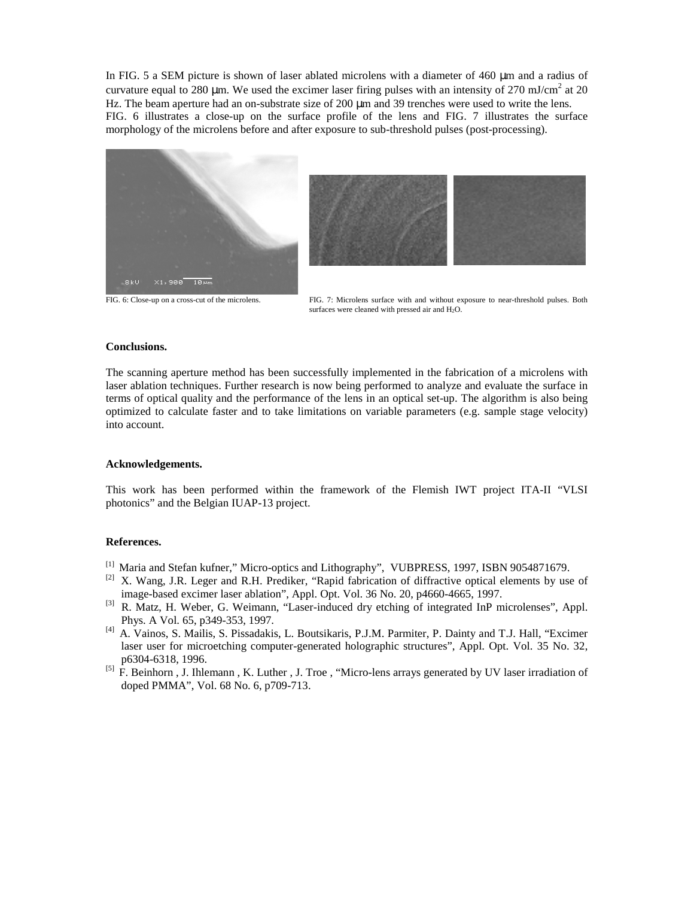In FIG. 5 a SEM picture is shown of laser ablated microlens with a diameter of 460 μm and a radius of curvature equal to 280 μm. We used the excimer laser firing pulses with an intensity of 270 mJ/cm$^2$ at 20 Hz. The beam aperture had an on-substrate size of 200 μm and 39 trenches were used to write the lens.
FIG. 6 illustrates a close-up on the surface profile of the lens and FIG. 7 illustrates the surface morphology of the microlens before and after exposure to sub-threshold pulses (post-processing).

8kV X1,900 10μm

FIG. 6: Close-up on a cross-cut of the microlens.

FIG. 7: Microlens surface with and without exposure to near-threshold pulses. Both surfaces were cleaned with pressed air and $H_2O$.

#### Conclusions.

The scanning aperture method has been successfully implemented in the fabrication of a microlens with laser ablation techniques. Further research is now being performed to analyze and evaluate the surface in terms of optical quality and the performance of the lens in an optical set-up. The algorithm is also being optimized to calculate faster and to take limitations on variable parameters (e.g. sample stage velocity) into account.

#### Acknowledgements.

This work has been performed within the framework of the Flemish IWT project ITA-II "VLSI photonics" and the Belgian IUAP-13 project.

#### References.

[1] Maria and Stefan kufner," Micro-optics and Lithography", VUBPRESS, 1997, ISBN 9054871679.

[2] X. Wang, J.R. Leger and R.H. Prediker, "Rapid fabrication of diffractive optical elements by use of image-based excimer laser ablation", Appl. Opt. Vol. 36 No. 20, p4660-4665, 1997.

[3] R. Matz, H. Weber, G. Weimann, "Laser-induced dry etching of integrated InP microlenses", Appl. Phys. A Vol. 65, p349-353, 1997.

[4] A. Vainos, S. Mailis, S. Pissadakis, L. Boutsikaris, P.J.M. Parmiter, P. Dainty and T.J. Hall, "Excimer laser user for microetching computer-generated holographic structures", Appl. Opt. Vol. 35 No. 32, p6304-6318, 1996.

[5] F. Beinhorn , J. Ihlemann , K. Luther , J. Troe , "Micro-lens arrays generated by UV laser irradiation of doped PMMA", Vol. 68 No. 6, p709-713.